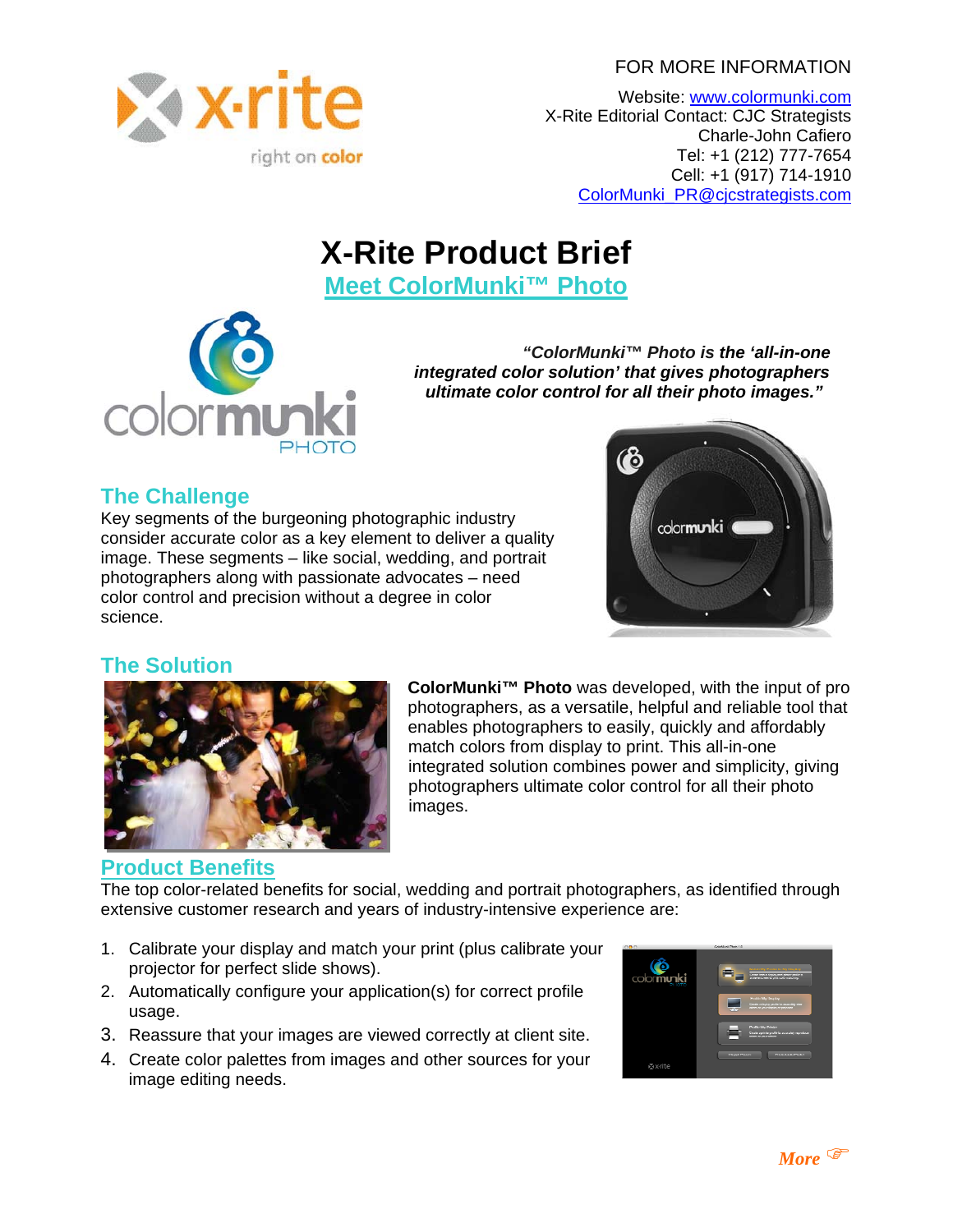FOR MORE INFORMATION

Website: [www.colormunki.com](http://www.colormunki.com)
X-Rite Editorial Contact: CJC Strategists
Charle-John Cafiero
Tel: +1 (212) 777-7654
Cell: +1 (917) 714-1910
[ColorMunki_PR@cjcstrategists.com](mailto:ColorMunki_PR@cjcstrategists.com)

# X-Rite Product Brief

## Meet ColorMunki™ Photo

***"ColorMunki™ Photo is the 'all-in-one integrated color solution' that gives photographers ultimate color control for all their photo images."***

## The Challenge

Key segments of the burgeoning photographic industry consider accurate color as a key element to deliver a quality image. These segments – like social, wedding, and portrait photographers along with passionate advocates – need color control and precision without a degree in color science.

## The Solution

**ColorMunki™ Photo** was developed, with the input of pro photographers, as a versatile, helpful and reliable tool that enables photographers to easily, quickly and affordably match colors from display to print. This all-in-one integrated solution combines power and simplicity, giving photographers ultimate color control for all their photo images.

## Product Benefits

The top color-related benefits for social, wedding and portrait photographers, as identified through extensive customer research and years of industry-intensive experience are:

1. Calibrate your display and match your print (plus calibrate your projector for perfect slide shows).
2. Automatically configure your application(s) for correct profile usage.
3. Reassure that your images are viewed correctly at client site.
4. Create color palettes from images and other sources for your image editing needs.

*More* ☞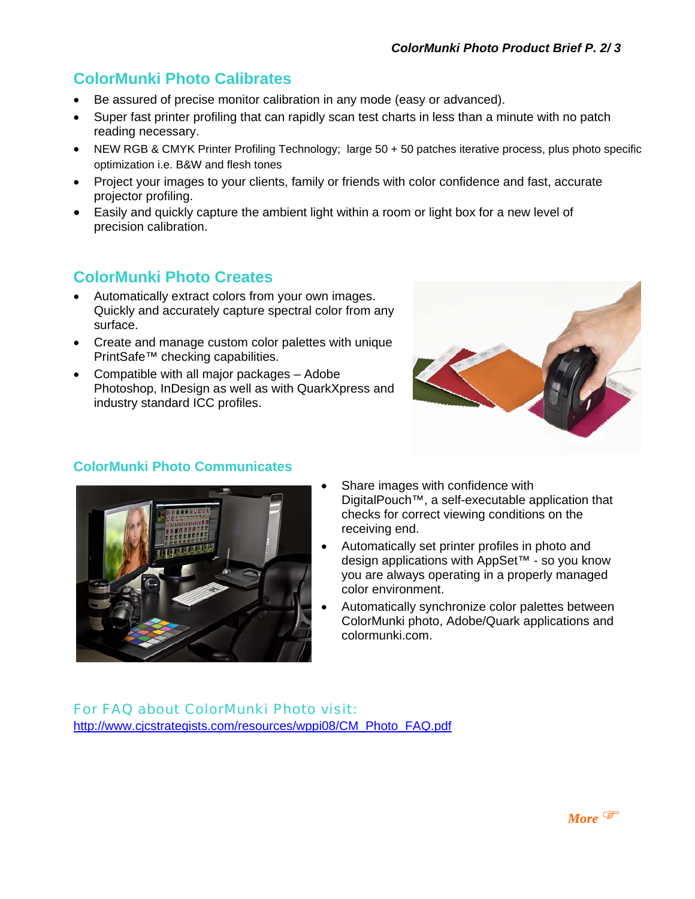## ColorMunki Photo Calibrates

- Be assured of precise monitor calibration in any mode (easy or advanced).
- Super fast printer profiling that can rapidly scan test charts in less than a minute with no patch reading necessary.
- NEW RGB & CMYK Printer Profiling Technology; large 50 + 50 patches iterative process, plus photo specific optimization i.e. B&W and flesh tones
- Project your images to your clients, family or friends with color confidence and fast, accurate projector profiling.
- Easily and quickly capture the ambient light within a room or light box for a new level of precision calibration.

## ColorMunki Photo Creates

- Automatically extract colors from your own images. Quickly and accurately capture spectral color from any surface.
- Create and manage custom color palettes with unique PrintSafe™ checking capabilities.
- Compatible with all major packages – Adobe Photoshop, InDesign as well as with QuarkXpress and industry standard ICC profiles.

### ColorMunki Photo Communicates

- Share images with confidence with DigitalPouch™, a self-executable application that checks for correct viewing conditions on the receiving end.
- Automatically set printer profiles in photo and design applications with AppSet™ - so you know you are always operating in a properly managed color environment.
- Automatically synchronize color palettes between ColorMunki photo, Adobe/Quark applications and colormunki.com.

For FAQ about ColorMunki Photo visit:
[http://www.cjcstrategists.com/resources/wppi08/CM_Photo_FAQ.pdf](http://www.cjcstrategists.com/resources/wppi08/CM_Photo_FAQ.pdf)

*More* ☞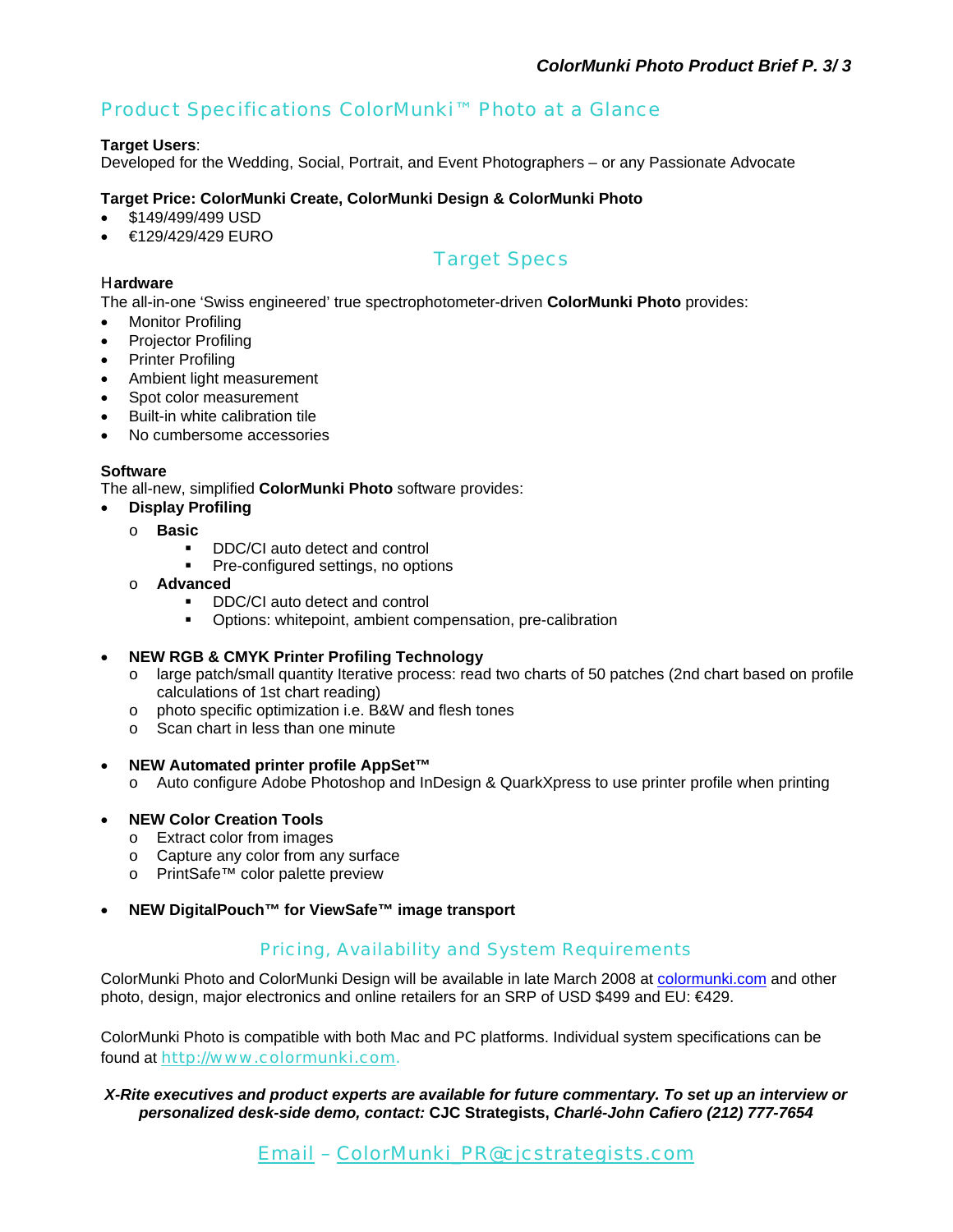## Product Specifications ColorMunki™ Photo at a Glance

**Target Users**:
Developed for the Wedding, Social, Portrait, and Event Photographers – or any Passionate Advocate

**Target Price: ColorMunki Create, ColorMunki Design & ColorMunki Photo**

- $149/499/499 USD
- €129/429/429 EURO

## Target Specs

**Hardware**
The all-in-one 'Swiss engineered' true spectrophotometer-driven **ColorMunki Photo** provides:

- Monitor Profiling
- Projector Profiling
- Printer Profiling
- Ambient light measurement
- Spot color measurement
- Built-in white calibration tile
- No cumbersome accessories

**Software**
The all-new, simplified **ColorMunki Photo** software provides:

- **Display Profiling**
  - **Basic**
    - DDC/CI auto detect and control
    - Pre-configured settings, no options
  - **Advanced**
    - DDC/CI auto detect and control
    - Options: whitepoint, ambient compensation, pre-calibration

- **NEW RGB & CMYK Printer Profiling Technology**
  - large patch/small quantity Iterative process: read two charts of 50 patches (2nd chart based on profile calculations of 1st chart reading)
  - photo specific optimization i.e. B&W and flesh tones
  - Scan chart in less than one minute

- **NEW Automated printer profile AppSet™**
  - Auto configure Adobe Photoshop and InDesign & QuarkXpress to use printer profile when printing

- **NEW Color Creation Tools**
  - Extract color from images
  - Capture any color from any surface
  - PrintSafe™ color palette preview

- **NEW DigitalPouch™ for ViewSafe™ image transport**

## Pricing, Availability and System Requirements

ColorMunki Photo and ColorMunki Design will be available in late March 2008 at colormunki.com and other photo, design, major electronics and online retailers for an SRP of USD $499 and EU: €429.

ColorMunki Photo is compatible with both Mac and PC platforms. Individual system specifications can be found at http://www.colormunki.com.

***X-Rite executives and product experts are available for future commentary. To set up an interview or personalized desk-side demo, contact:* CJC Strategists, *Charlé-John Cafiero (212) 777-7654***

Email – ColorMunki_PR@cjcstrategists.com